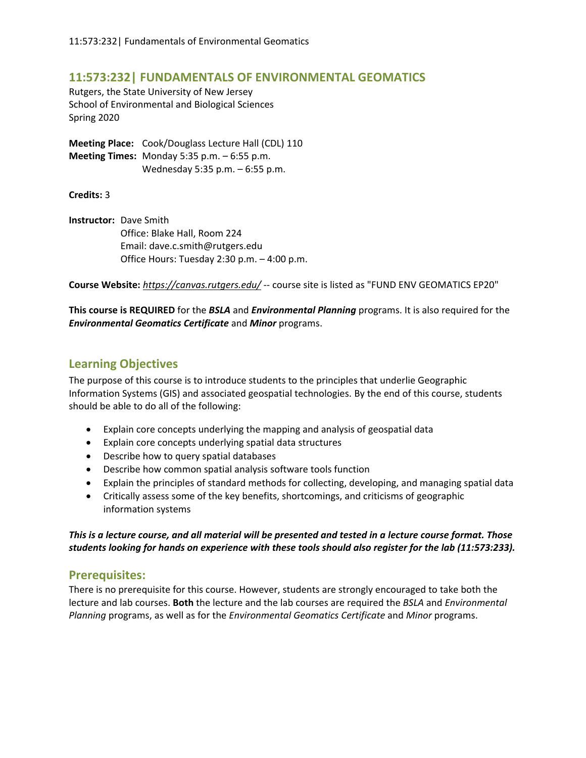# 11:573:232| FUNDAMENTALS OF ENVIRONMENTAL GEOMATICS

Rutgers, the State University of New Jersey
School of Environmental and Biological Sciences
Spring 2020

**Meeting Place:** Cook/Douglass Lecture Hall (CDL) 110
**Meeting Times:** Monday 5:35 p.m. – 6:55 p.m.
Wednesday 5:35 p.m. – 6:55 p.m.

**Credits:** 3

**Instructor:** Dave Smith
Office: Blake Hall, Room 224
Email: dave.c.smith@rutgers.edu
Office Hours: Tuesday 2:30 p.m. – 4:00 p.m.

**Course Website:** *https://canvas.rutgers.edu/* -- course site is listed as "FUND ENV GEOMATICS EP20"

**This course is REQUIRED** for the ***BSLA*** and ***Environmental Planning*** programs. It is also required for the ***Environmental Geomatics Certificate*** and ***Minor*** programs.

## Learning Objectives

The purpose of this course is to introduce students to the principles that underlie Geographic Information Systems (GIS) and associated geospatial technologies. By the end of this course, students should be able to do all of the following:

- Explain core concepts underlying the mapping and analysis of geospatial data
- Explain core concepts underlying spatial data structures
- Describe how to query spatial databases
- Describe how common spatial analysis software tools function
- Explain the principles of standard methods for collecting, developing, and managing spatial data
- Critically assess some of the key benefits, shortcomings, and criticisms of geographic information systems

***This is a lecture course, and all material will be presented and tested in a lecture course format. Those students looking for hands on experience with these tools should also register for the lab (11:573:233).***

## Prerequisites:

There is no prerequisite for this course. However, students are strongly encouraged to take both the lecture and lab courses. **Both** the lecture and the lab courses are required the *BSLA* and *Environmental Planning* programs, as well as for the *Environmental Geomatics Certificate* and *Minor* programs.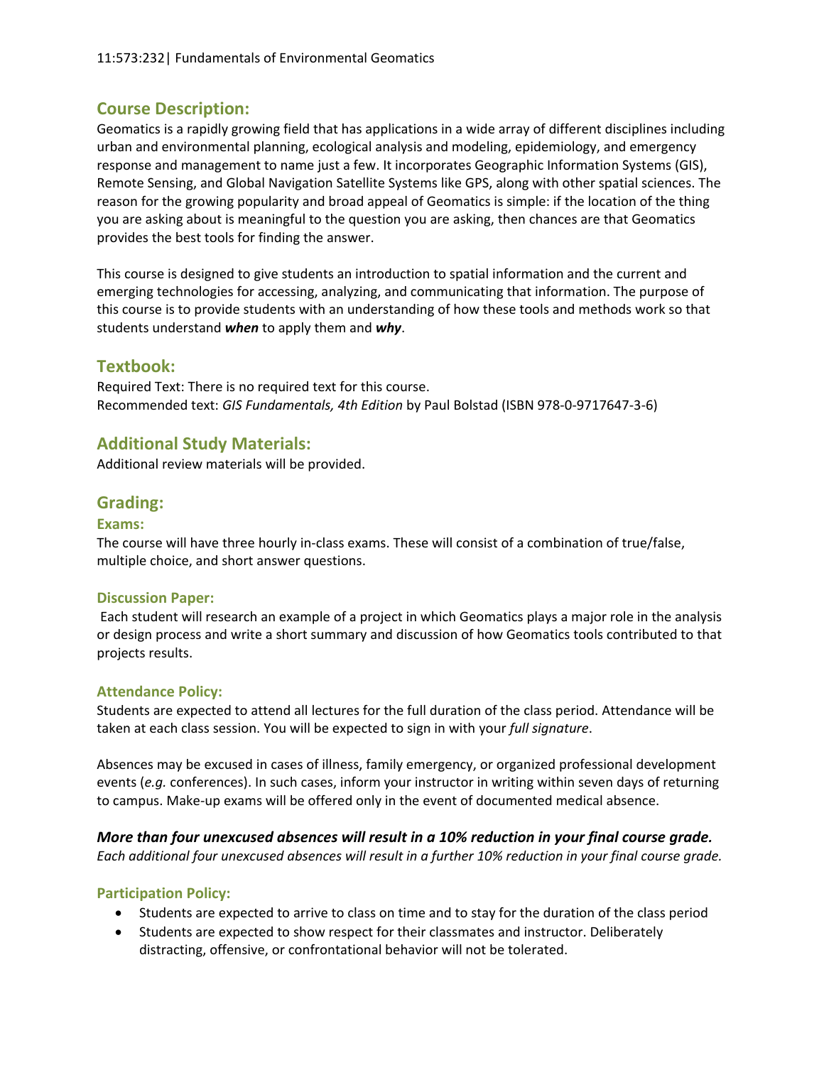## Course Description:

Geomatics is a rapidly growing field that has applications in a wide array of different disciplines including urban and environmental planning, ecological analysis and modeling, epidemiology, and emergency response and management to name just a few. It incorporates Geographic Information Systems (GIS), Remote Sensing, and Global Navigation Satellite Systems like GPS, along with other spatial sciences. The reason for the growing popularity and broad appeal of Geomatics is simple: if the location of the thing you are asking about is meaningful to the question you are asking, then chances are that Geomatics provides the best tools for finding the answer.

This course is designed to give students an introduction to spatial information and the current and emerging technologies for accessing, analyzing, and communicating that information. The purpose of this course is to provide students with an understanding of how these tools and methods work so that students understand ***when*** to apply them and ***why***.

## Textbook:

Required Text: There is no required text for this course.
Recommended text: *GIS Fundamentals, 4th Edition* by Paul Bolstad (ISBN 978-0-9717647-3-6)

## Additional Study Materials:

Additional review materials will be provided.

## Grading:

### Exams:

The course will have three hourly in-class exams. These will consist of a combination of true/false, multiple choice, and short answer questions.

### Discussion Paper:

Each student will research an example of a project in which Geomatics plays a major role in the analysis or design process and write a short summary and discussion of how Geomatics tools contributed to that projects results.

### Attendance Policy:

Students are expected to attend all lectures for the full duration of the class period. Attendance will be taken at each class session. You will be expected to sign in with your *full signature*.

Absences may be excused in cases of illness, family emergency, or organized professional development events (*e.g.* conferences). In such cases, inform your instructor in writing within seven days of returning to campus. Make-up exams will be offered only in the event of documented medical absence.

***More than four unexcused absences will result in a 10% reduction in your final course grade.***
*Each additional four unexcused absences will result in a further 10% reduction in your final course grade.*

### Participation Policy:

- Students are expected to arrive to class on time and to stay for the duration of the class period
- Students are expected to show respect for their classmates and instructor. Deliberately distracting, offensive, or confrontational behavior will not be tolerated.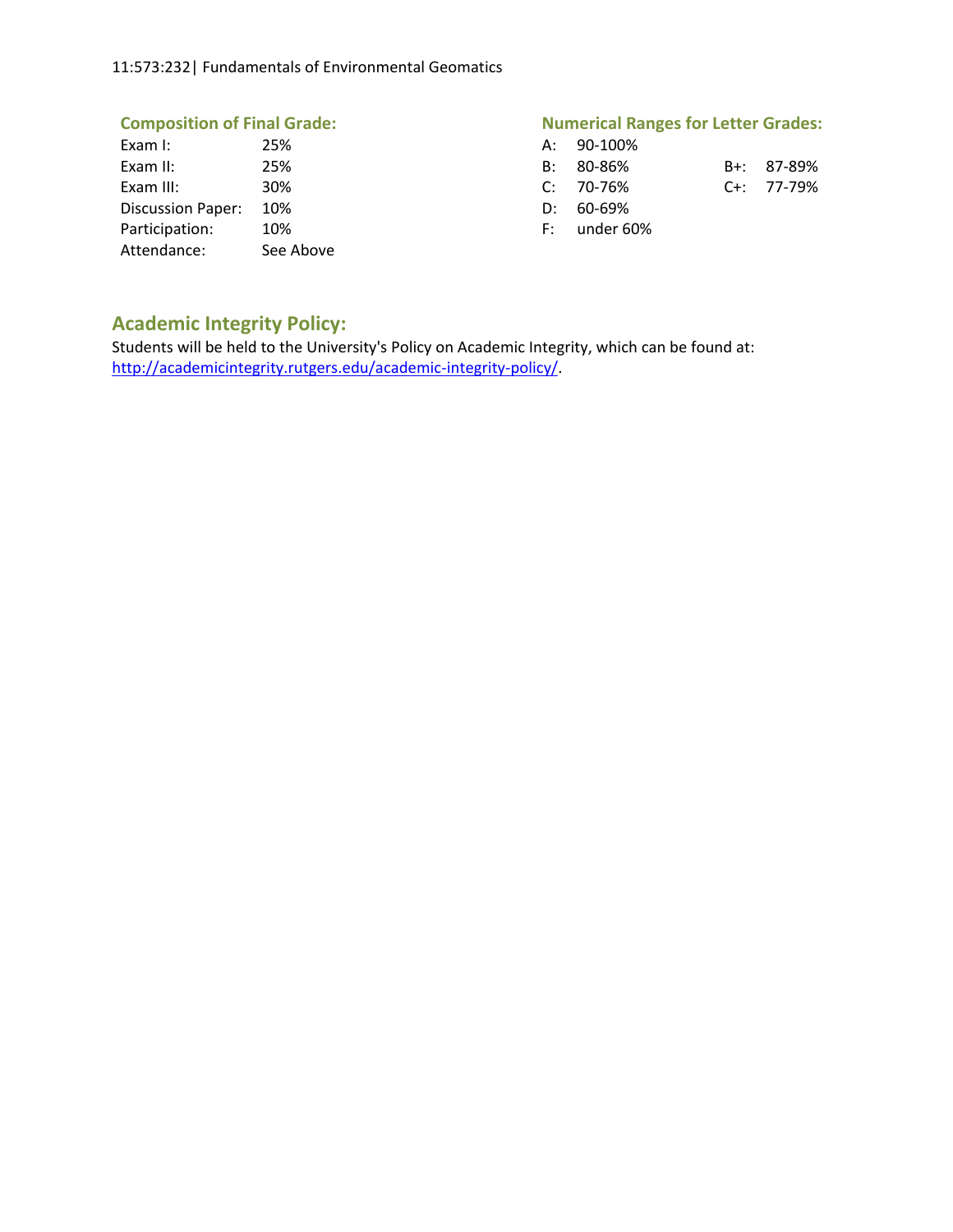### Composition of Final Grade:

| | |
|---|---|
| Exam I: | 25% |
| Exam II: | 25% |
| Exam III: | 30% |
| Discussion Paper: | 10% |
| Participation: | 10% |
| Attendance: | See Above |

### Numerical Ranges for Letter Grades:

| | | | |
|---|---|---|---|
| A: | 90-100% | | |
| B: | 80-86% | B+: | 87-89% |
| C: | 70-76% | C+: | 77-79% |
| D: | 60-69% | | |
| F: | under 60% | | |

## Academic Integrity Policy:

Students will be held to the University's Policy on Academic Integrity, which can be found at: http://academicintegrity.rutgers.edu/academic-integrity-policy/.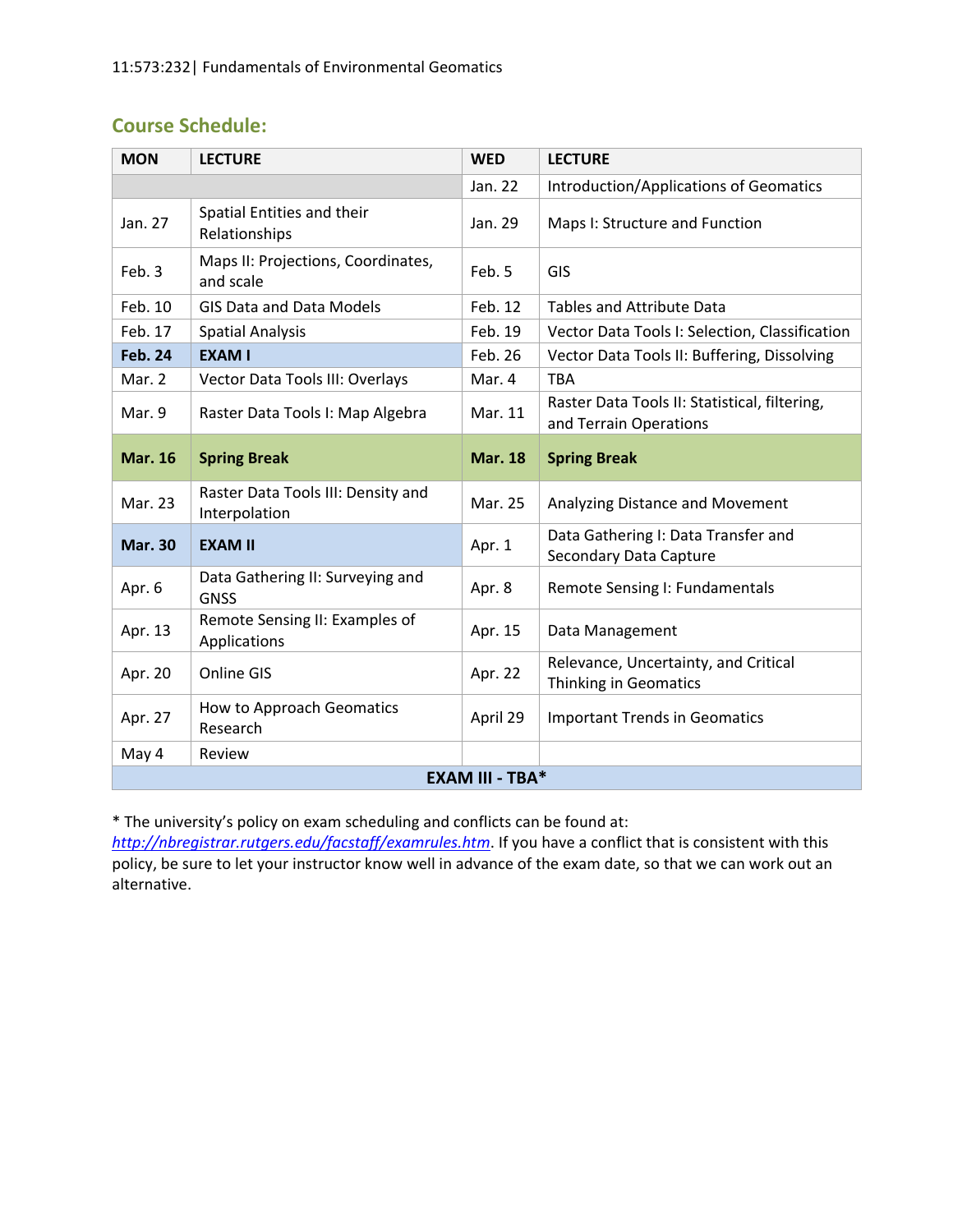## Course Schedule:

| MON | LECTURE | WED | LECTURE |
|---|---|---|---|
| | | Jan. 22 | Introduction/Applications of Geomatics |
| Jan. 27 | Spatial Entities and their Relationships | Jan. 29 | Maps I: Structure and Function |
| Feb. 3 | Maps II: Projections, Coordinates, and scale | Feb. 5 | GIS |
| Feb. 10 | GIS Data and Data Models | Feb. 12 | Tables and Attribute Data |
| Feb. 17 | Spatial Analysis | Feb. 19 | Vector Data Tools I: Selection, Classification |
| **Feb. 24** | **EXAM I** | Feb. 26 | Vector Data Tools II: Buffering, Dissolving |
| Mar. 2 | Vector Data Tools III: Overlays | Mar. 4 | TBA |
| Mar. 9 | Raster Data Tools I: Map Algebra | Mar. 11 | Raster Data Tools II: Statistical, filtering, and Terrain Operations |
| **Mar. 16** | **Spring Break** | **Mar. 18** | **Spring Break** |
| Mar. 23 | Raster Data Tools III: Density and Interpolation | Mar. 25 | Analyzing Distance and Movement |
| **Mar. 30** | **EXAM II** | Apr. 1 | Data Gathering I: Data Transfer and Secondary Data Capture |
| Apr. 6 | Data Gathering II: Surveying and GNSS | Apr. 8 | Remote Sensing I: Fundamentals |
| Apr. 13 | Remote Sensing II: Examples of Applications | Apr. 15 | Data Management |
| Apr. 20 | Online GIS | Apr. 22 | Relevance, Uncertainty, and Critical Thinking in Geomatics |
| Apr. 27 | How to Approach Geomatics Research | April 29 | Important Trends in Geomatics |
| May 4 | Review | | |
| **EXAM III - TBA*** | | | |

* The university's policy on exam scheduling and conflicts can be found at: *http://nbregistrar.rutgers.edu/facstaff/examrules.htm*. If you have a conflict that is consistent with this policy, be sure to let your instructor know well in advance of the exam date, so that we can work out an alternative.